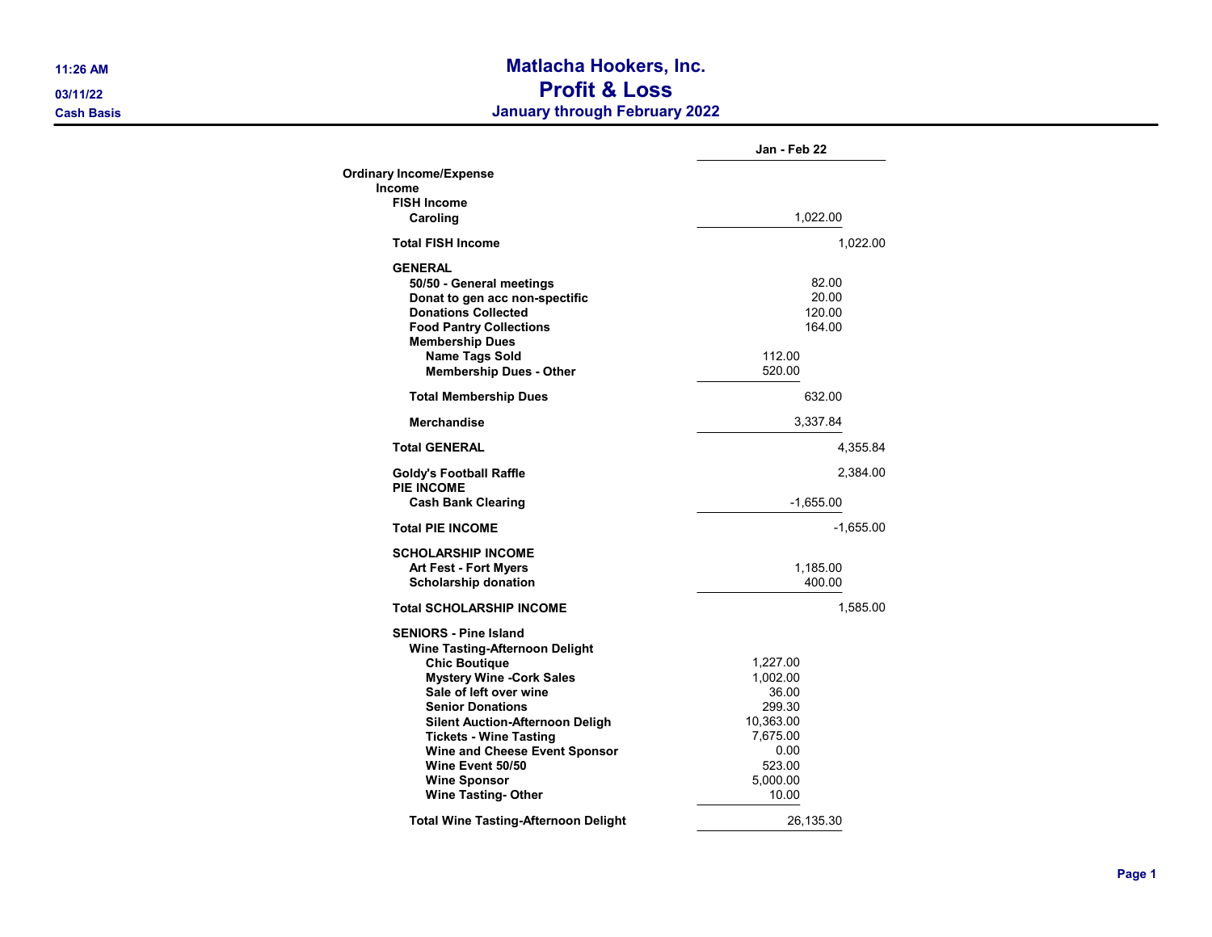# Matlacha Hookers, Inc.
## Profit & Loss
### January through February 2022

11:26 AM
03/11/22
Cash Basis

| | | | Jan - Feb 22 |
|---|---|---|---|
| **Ordinary Income/Expense** | | | |
| **Income** | | | |
| **FISH Income** | | | |
| **Caroling** | | 1,022.00 | |
| **Total FISH Income** | | | 1,022.00 |
| **GENERAL** | | | |
| **50/50 - General meetings** | | 82.00 | |
| **Donat to gen acc non-spectific** | | 20.00 | |
| **Donations Collected** | | 120.00 | |
| **Food Pantry Collections** | | 164.00 | |
| **Membership Dues** | | | |
| **Name Tags Sold** | 112.00 | | |
| **Membership Dues - Other** | 520.00 | | |
| **Total Membership Dues** | | 632.00 | |
| **Merchandise** | | 3,337.84 | |
| **Total GENERAL** | | | 4,355.84 |
| **Goldy's Football Raffle** | | | 2,384.00 |
| **PIE INCOME** | | | |
| **Cash Bank Clearing** | | -1,655.00 | |
| **Total PIE INCOME** | | | -1,655.00 |
| **SCHOLARSHIP INCOME** | | | |
| **Art Fest - Fort Myers** | | 1,185.00 | |
| **Scholarship donation** | | 400.00 | |
| **Total SCHOLARSHIP INCOME** | | | 1,585.00 |
| **SENIORS - Pine Island** | | | |
| **Wine Tasting-Afternoon Delight** | | | |
| **Chic Boutique** | 1,227.00 | | |
| **Mystery Wine -Cork Sales** | 1,002.00 | | |
| **Sale of left over wine** | 36.00 | | |
| **Senior Donations** | 299.30 | | |
| **Silent Auction-Afternoon Deligh** | 10,363.00 | | |
| **Tickets - Wine Tasting** | 7,675.00 | | |
| **Wine and Cheese Event Sponsor** | 0.00 | | |
| **Wine Event 50/50** | 523.00 | | |
| **Wine Sponsor** | 5,000.00 | | |
| **Wine Tasting- Other** | 10.00 | | |
| **Total Wine Tasting-Afternoon Delight** | | 26,135.30 | |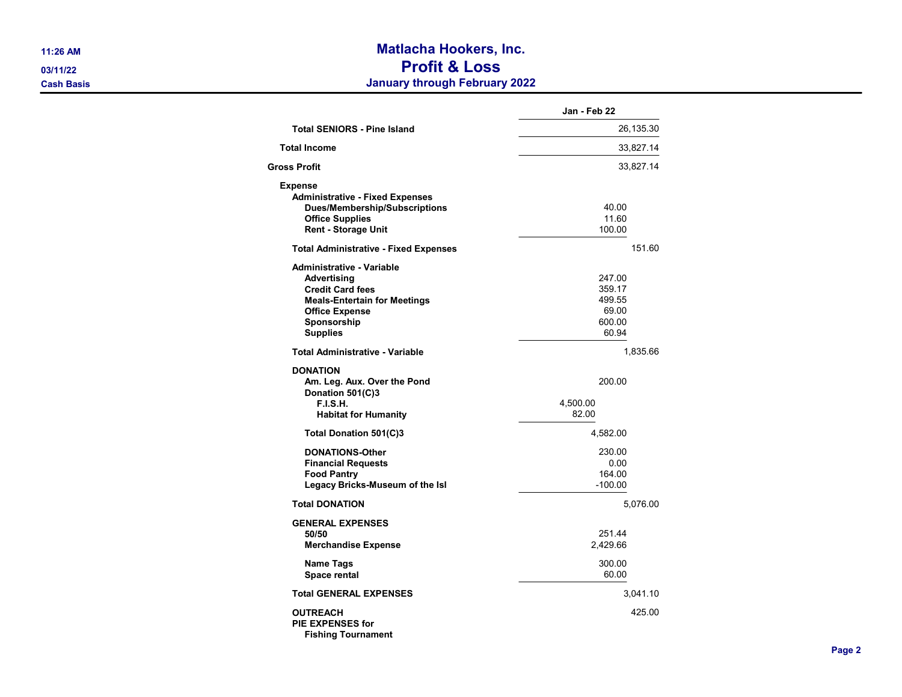# Matlacha Hookers, Inc.
## Profit & Loss
### January through February 2022

11:26 AM
03/11/22
Cash Basis

| | | | Jan - Feb 22 |
|---|---|---|---|
| Total SENIORS - Pine Island | | | 26,135.30 |
| Total Income | | | 33,827.14 |
| Gross Profit | | | 33,827.14 |
| Expense | | | |
| Administrative - Fixed Expenses | | | |
| Dues/Membership/Subscriptions | | 40.00 | |
| Office Supplies | | 11.60 | |
| Rent - Storage Unit | | 100.00 | |
| Total Administrative - Fixed Expenses | | | 151.60 |
| Administrative - Variable | | | |
| Advertising | | 247.00 | |
| Credit Card fees | | 359.17 | |
| Meals-Entertain for Meetings | | 499.55 | |
| Office Expense | | 69.00 | |
| Sponsorship | | 600.00 | |
| Supplies | | 60.94 | |
| Total Administrative - Variable | | | 1,835.66 |
| DONATION | | | |
| Am. Leg. Aux. Over the Pond | | 200.00 | |
| Donation 501(C)3 | | | |
| F.I.S.H. | 4,500.00 | | |
| Habitat for Humanity | 82.00 | | |
| Total Donation 501(C)3 | | 4,582.00 | |
| DONATIONS-Other | | 230.00 | |
| Financial Requests | | 0.00 | |
| Food Pantry | | 164.00 | |
| Legacy Bricks-Museum of the Isl | | -100.00 | |
| Total DONATION | | | 5,076.00 |
| GENERAL EXPENSES | | | |
| 50/50 | | 251.44 | |
| Merchandise Expense | | 2,429.66 | |
| Name Tags | | 300.00 | |
| Space rental | | 60.00 | |
| Total GENERAL EXPENSES | | | 3,041.10 |
| OUTREACH | | | 425.00 |
| PIE EXPENSES for | | | |
| Fishing Tournament | | | |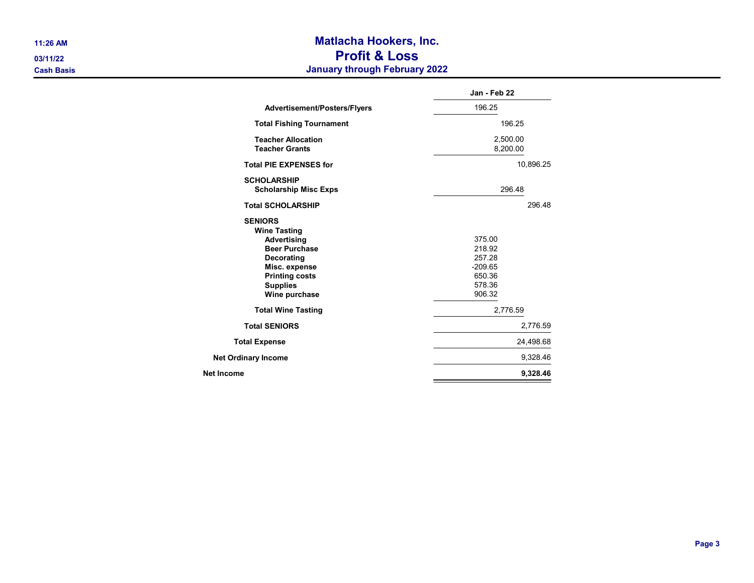# Matlacha Hookers, Inc.
## Profit & Loss
### January through February 2022

11:26 AM
03/11/22
Cash Basis

| | Jan - Feb 22 |
|---|---|
| Advertisement/Posters/Flyers | 196.25 |
| Total Fishing Tournament | 196.25 |
| Teacher Allocation | 2,500.00 |
| Teacher Grants | 8,200.00 |
| Total PIE EXPENSES for | 10,896.25 |
| SCHOLARSHIP | |
| Scholarship Misc Exps | 296.48 |
| Total SCHOLARSHIP | 296.48 |
| SENIORS | |
| Wine Tasting | |
| Advertising | 375.00 |
| Beer Purchase | 218.92 |
| Decorating | 257.28 |
| Misc. expense | -209.65 |
| Printing costs | 650.36 |
| Supplies | 578.36 |
| Wine purchase | 906.32 |
| Total Wine Tasting | 2,776.59 |
| Total SENIORS | 2,776.59 |
| Total Expense | 24,498.68 |
| Net Ordinary Income | 9,328.46 |
| Net Income | **9,328.46** |